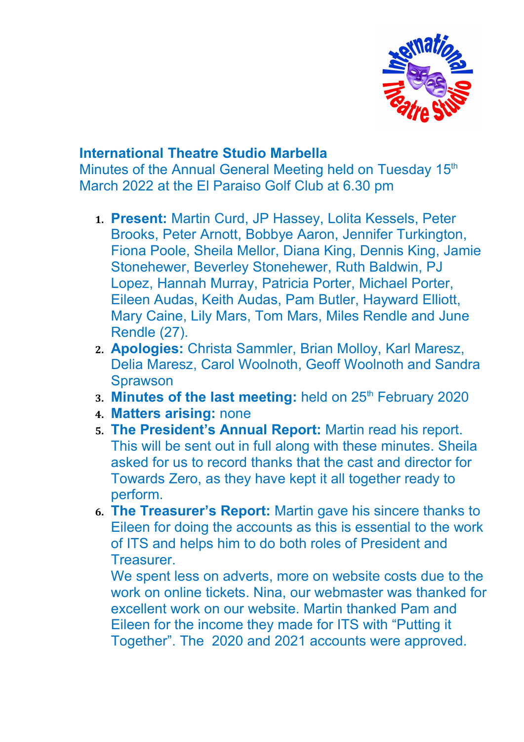## International Theatre Studio Marbella

Minutes of the Annual General Meeting held on Tuesday 15th March 2022 at the El Paraiso Golf Club at 6.30 pm

1. **Present:** Martin Curd, JP Hassey, Lolita Kessels, Peter Brooks, Peter Arnott, Bobbye Aaron, Jennifer Turkington, Fiona Poole, Sheila Mellor, Diana King, Dennis King, Jamie Stonehewer, Beverley Stonehewer, Ruth Baldwin, PJ Lopez, Hannah Murray, Patricia Porter, Michael Porter, Eileen Audas, Keith Audas, Pam Butler, Hayward Elliott, Mary Caine, Lily Mars, Tom Mars, Miles Rendle and June Rendle (27).
2. **Apologies:** Christa Sammler, Brian Molloy, Karl Maresz, Delia Maresz, Carol Woolnoth, Geoff Woolnoth and Sandra Sprawson
3. **Minutes of the last meeting:** held on 25th February 2020
4. **Matters arising:** none
5. **The President's Annual Report:** Martin read his report. This will be sent out in full along with these minutes. Sheila asked for us to record thanks that the cast and director for Towards Zero, as they have kept it all together ready to perform.
6. **The Treasurer's Report:** Martin gave his sincere thanks to Eileen for doing the accounts as this is essential to the work of ITS and helps him to do both roles of President and Treasurer.

   We spent less on adverts, more on website costs due to the work on online tickets. Nina, our webmaster was thanked for excellent work on our website. Martin thanked Pam and Eileen for the income they made for ITS with "Putting it Together". The 2020 and 2021 accounts were approved.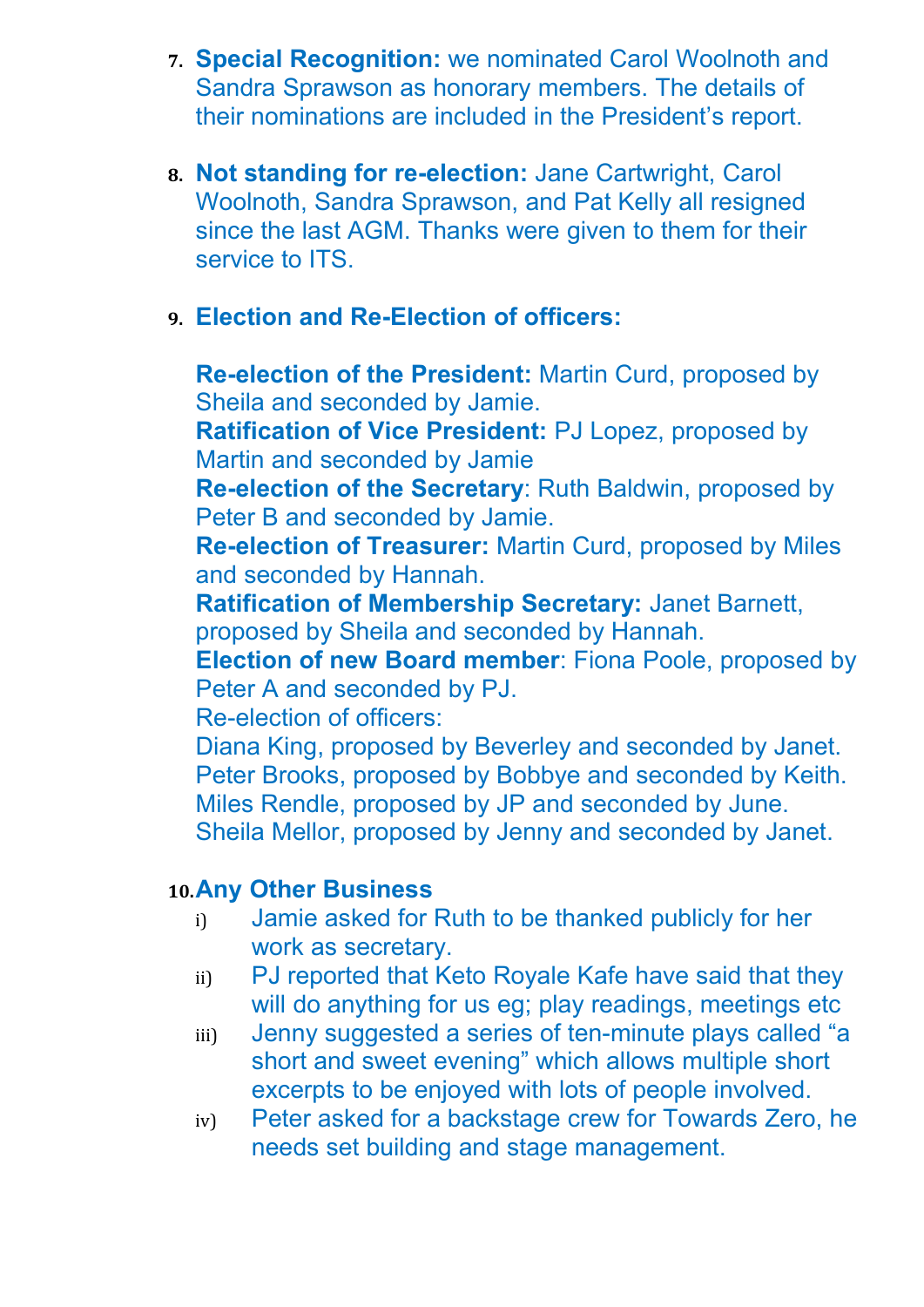7. **Special Recognition:** we nominated Carol Woolnoth and Sandra Sprawson as honorary members. The details of their nominations are included in the President's report.

8. **Not standing for re-election:** Jane Cartwright, Carol Woolnoth, Sandra Sprawson, and Pat Kelly all resigned since the last AGM. Thanks were given to them for their service to ITS.

9. **Election and Re-Election of officers:**

   **Re-election of the President:** Martin Curd, proposed by Sheila and seconded by Jamie.
   **Ratification of Vice President:** PJ Lopez, proposed by Martin and seconded by Jamie
   **Re-election of the Secretary**: Ruth Baldwin, proposed by Peter B and seconded by Jamie.
   **Re-election of Treasurer:** Martin Curd, proposed by Miles and seconded by Hannah.
   **Ratification of Membership Secretary:** Janet Barnett, proposed by Sheila and seconded by Hannah.
   **Election of new Board member**: Fiona Poole, proposed by Peter A and seconded by PJ.
   Re-election of officers:
   Diana King, proposed by Beverley and seconded by Janet.
   Peter Brooks, proposed by Bobbye and seconded by Keith.
   Miles Rendle, proposed by JP and seconded by June.
   Sheila Mellor, proposed by Jenny and seconded by Janet.

10. **Any Other Business**
    i) Jamie asked for Ruth to be thanked publicly for her work as secretary.
    ii) PJ reported that Keto Royale Kafe have said that they will do anything for us eg; play readings, meetings etc
    iii) Jenny suggested a series of ten-minute plays called "a short and sweet evening" which allows multiple short excerpts to be enjoyed with lots of people involved.
    iv) Peter asked for a backstage crew for Towards Zero, he needs set building and stage management.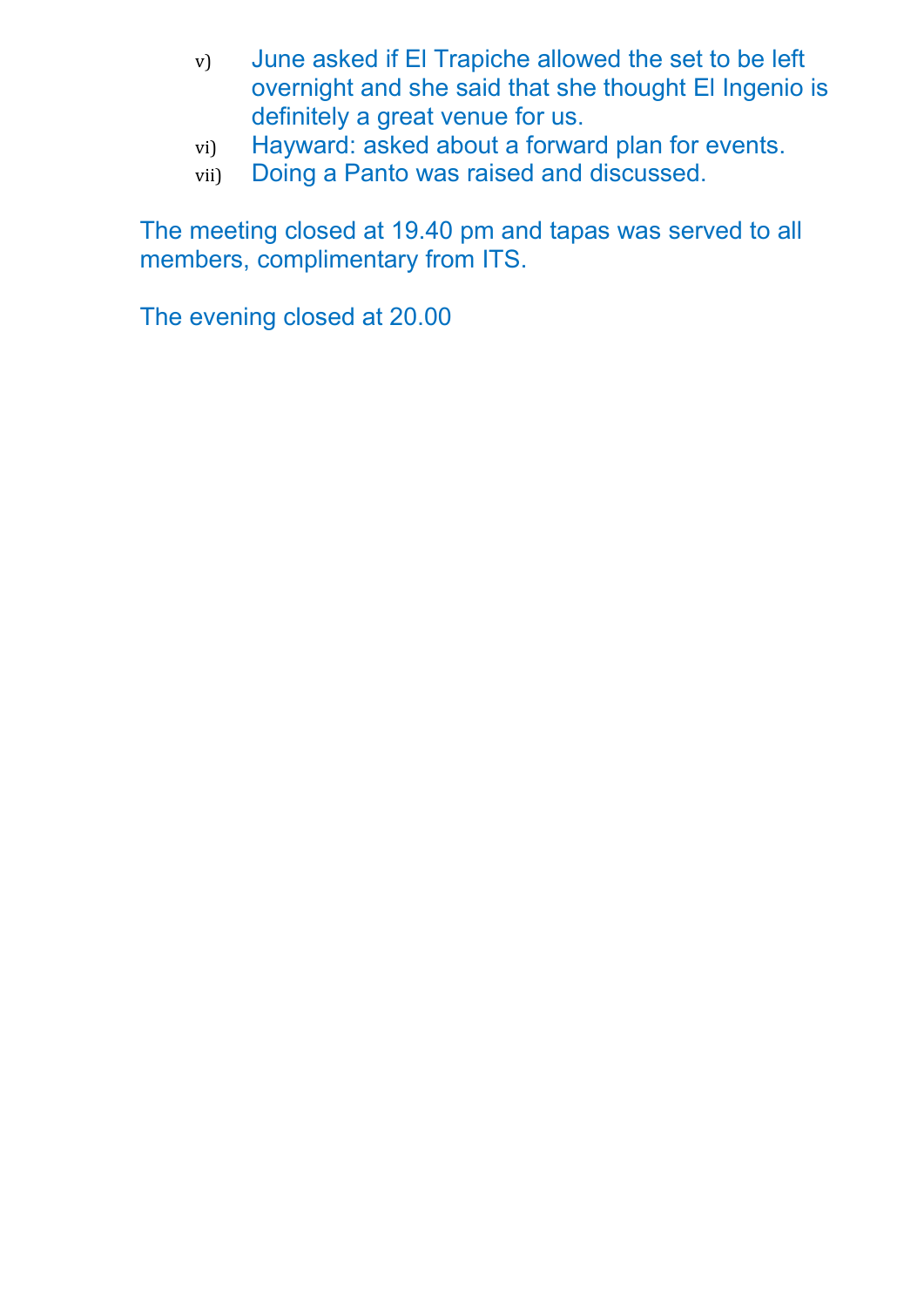v) June asked if El Trapiche allowed the set to be left overnight and she said that she thought El Ingenio is definitely a great venue for us.

vi) Hayward: asked about a forward plan for events.

vii) Doing a Panto was raised and discussed.

The meeting closed at 19.40 pm and tapas was served to all members, complimentary from ITS.

The evening closed at 20.00